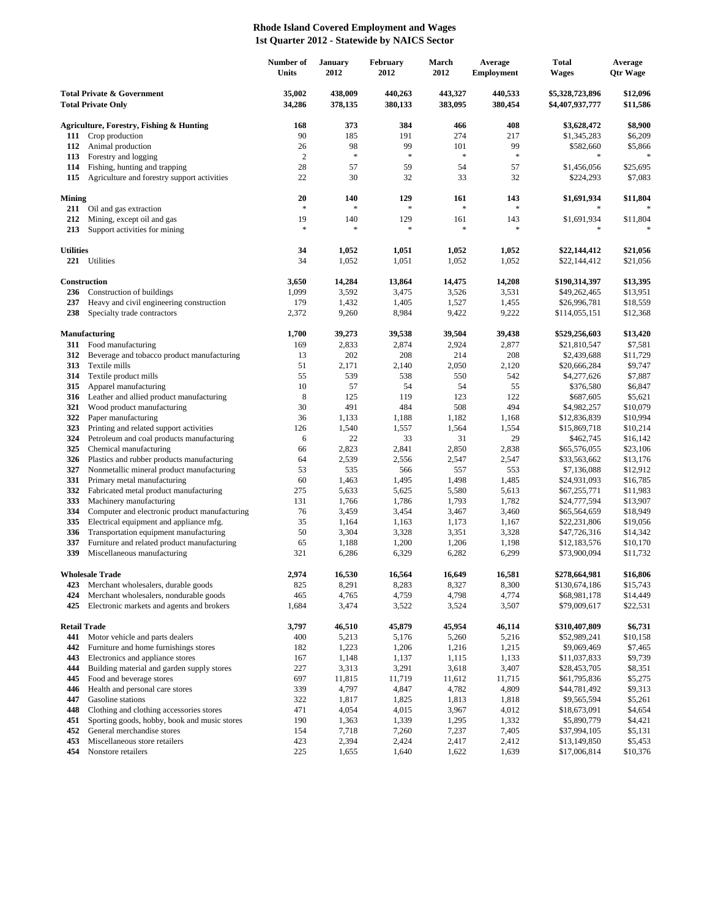# Rhode Island Covered Employment and Wages
## 1st Quarter 2012 - Statewide by NAICS Sector

| | | Number of Units | January 2012 | February 2012 | March 2012 | Average Employment | Total Wages | Average Qtr Wage |
|---|---|---|---|---|---|---|---|---|
| **Total Private & Government** | | **35,002** | **438,009** | **440,263** | **443,327** | **440,533** | **$5,328,723,896** | **$12,096** |
| **Total Private Only** | | **34,286** | **378,135** | **380,133** | **383,095** | **380,454** | **$4,407,937,777** | **$11,586** |
| **Agriculture, Forestry, Fishing & Hunting** | | **168** | **373** | **384** | **466** | **408** | **$3,628,472** | **$8,900** |
| **111** | Crop production | 90 | 185 | 191 | 274 | 217 | $1,345,283 | $6,209 |
| **112** | Animal production | 26 | 98 | 99 | 101 | 99 | $582,660 | $5,866 |
| **113** | Forestry and logging | 2 | * | * | * | * | * | * |
| **114** | Fishing, hunting and trapping | 28 | 57 | 59 | 54 | 57 | $1,456,056 | $25,695 |
| **115** | Agriculture and forestry support activities | 22 | 30 | 32 | 33 | 32 | $224,293 | $7,083 |
| **Mining** | | **20** | **140** | **129** | **161** | **143** | **$1,691,934** | **$11,804** |
| **211** | Oil and gas extraction | * | * | * | * | * | * | * |
| **212** | Mining, except oil and gas | 19 | 140 | 129 | 161 | 143 | $1,691,934 | $11,804 |
| **213** | Support activities for mining | * | * | * | * | * | * | * |
| **Utilities** | | **34** | **1,052** | **1,051** | **1,052** | **1,052** | **$22,144,412** | **$21,056** |
| **221** | Utilities | 34 | 1,052 | 1,051 | 1,052 | 1,052 | $22,144,412 | $21,056 |
| **Construction** | | **3,650** | **14,284** | **13,864** | **14,475** | **14,208** | **$190,314,397** | **$13,395** |
| **236** | Construction of buildings | 1,099 | 3,592 | 3,475 | 3,526 | 3,531 | $49,262,465 | $13,951 |
| **237** | Heavy and civil engineering construction | 179 | 1,432 | 1,405 | 1,527 | 1,455 | $26,996,781 | $18,559 |
| **238** | Specialty trade contractors | 2,372 | 9,260 | 8,984 | 9,422 | 9,222 | $114,055,151 | $12,368 |
| **Manufacturing** | | **1,700** | **39,273** | **39,538** | **39,504** | **39,438** | **$529,256,603** | **$13,420** |
| **311** | Food manufacturing | 169 | 2,833 | 2,874 | 2,924 | 2,877 | $21,810,547 | $7,581 |
| **312** | Beverage and tobacco product manufacturing | 13 | 202 | 208 | 214 | 208 | $2,439,688 | $11,729 |
| **313** | Textile mills | 51 | 2,171 | 2,140 | 2,050 | 2,120 | $20,666,284 | $9,747 |
| **314** | Textile product mills | 55 | 539 | 538 | 550 | 542 | $4,277,626 | $7,887 |
| **315** | Apparel manufacturing | 10 | 57 | 54 | 54 | 55 | $376,580 | $6,847 |
| **316** | Leather and allied product manufacturing | 8 | 125 | 119 | 123 | 122 | $687,605 | $5,621 |
| **321** | Wood product manufacturing | 30 | 491 | 484 | 508 | 494 | $4,982,257 | $10,079 |
| **322** | Paper manufacturing | 36 | 1,133 | 1,188 | 1,182 | 1,168 | $12,836,839 | $10,994 |
| **323** | Printing and related support activities | 126 | 1,540 | 1,557 | 1,564 | 1,554 | $15,869,718 | $10,214 |
| **324** | Petroleum and coal products manufacturing | 6 | 22 | 33 | 31 | 29 | $462,745 | $16,142 |
| **325** | Chemical manufacturing | 66 | 2,823 | 2,841 | 2,850 | 2,838 | $65,576,055 | $23,106 |
| **326** | Plastics and rubber products manufacturing | 64 | 2,539 | 2,556 | 2,547 | 2,547 | $33,563,662 | $13,176 |
| **327** | Nonmetallic mineral product manufacturing | 53 | 535 | 566 | 557 | 553 | $7,136,088 | $12,912 |
| **331** | Primary metal manufacturing | 60 | 1,463 | 1,495 | 1,498 | 1,485 | $24,931,093 | $16,785 |
| **332** | Fabricated metal product manufacturing | 275 | 5,633 | 5,625 | 5,580 | 5,613 | $67,255,771 | $11,983 |
| **333** | Machinery manufacturing | 131 | 1,766 | 1,786 | 1,793 | 1,782 | $24,777,594 | $13,907 |
| **334** | Computer and electronic product manufacturing | 76 | 3,459 | 3,454 | 3,467 | 3,460 | $65,564,659 | $18,949 |
| **335** | Electrical equipment and appliance mfg. | 35 | 1,164 | 1,163 | 1,173 | 1,167 | $22,231,806 | $19,056 |
| **336** | Transportation equipment manufacturing | 50 | 3,304 | 3,328 | 3,351 | 3,328 | $47,726,316 | $14,342 |
| **337** | Furniture and related product manufacturing | 65 | 1,188 | 1,200 | 1,206 | 1,198 | $12,183,576 | $10,170 |
| **339** | Miscellaneous manufacturing | 321 | 6,286 | 6,329 | 6,282 | 6,299 | $73,900,094 | $11,732 |
| **Wholesale Trade** | | **2,974** | **16,530** | **16,564** | **16,649** | **16,581** | **$278,664,981** | **$16,806** |
| **423** | Merchant wholesalers, durable goods | 825 | 8,291 | 8,283 | 8,327 | 8,300 | $130,674,186 | $15,743 |
| **424** | Merchant wholesalers, nondurable goods | 465 | 4,765 | 4,759 | 4,798 | 4,774 | $68,981,178 | $14,449 |
| **425** | Electronic markets and agents and brokers | 1,684 | 3,474 | 3,522 | 3,524 | 3,507 | $79,009,617 | $22,531 |
| **Retail Trade** | | **3,797** | **46,510** | **45,879** | **45,954** | **46,114** | **$310,407,809** | **$6,731** |
| **441** | Motor vehicle and parts dealers | 400 | 5,213 | 5,176 | 5,260 | 5,216 | $52,989,241 | $10,158 |
| **442** | Furniture and home furnishings stores | 182 | 1,223 | 1,206 | 1,216 | 1,215 | $9,069,469 | $7,465 |
| **443** | Electronics and appliance stores | 167 | 1,148 | 1,137 | 1,115 | 1,133 | $11,037,833 | $9,739 |
| **444** | Building material and garden supply stores | 227 | 3,313 | 3,291 | 3,618 | 3,407 | $28,453,705 | $8,351 |
| **445** | Food and beverage stores | 697 | 11,815 | 11,719 | 11,612 | 11,715 | $61,795,836 | $5,275 |
| **446** | Health and personal care stores | 339 | 4,797 | 4,847 | 4,782 | 4,809 | $44,781,492 | $9,313 |
| **447** | Gasoline stations | 322 | 1,817 | 1,825 | 1,813 | 1,818 | $9,565,594 | $5,261 |
| **448** | Clothing and clothing accessories stores | 471 | 4,054 | 4,015 | 3,967 | 4,012 | $18,673,091 | $4,654 |
| **451** | Sporting goods, hobby, book and music stores | 190 | 1,363 | 1,339 | 1,295 | 1,332 | $5,890,779 | $4,421 |
| **452** | General merchandise stores | 154 | 7,718 | 7,260 | 7,237 | 7,405 | $37,994,105 | $5,131 |
| **453** | Miscellaneous store retailers | 423 | 2,394 | 2,424 | 2,417 | 2,412 | $13,149,850 | $5,453 |
| **454** | Nonstore retailers | 225 | 1,655 | 1,640 | 1,622 | 1,639 | $17,006,814 | $10,376 |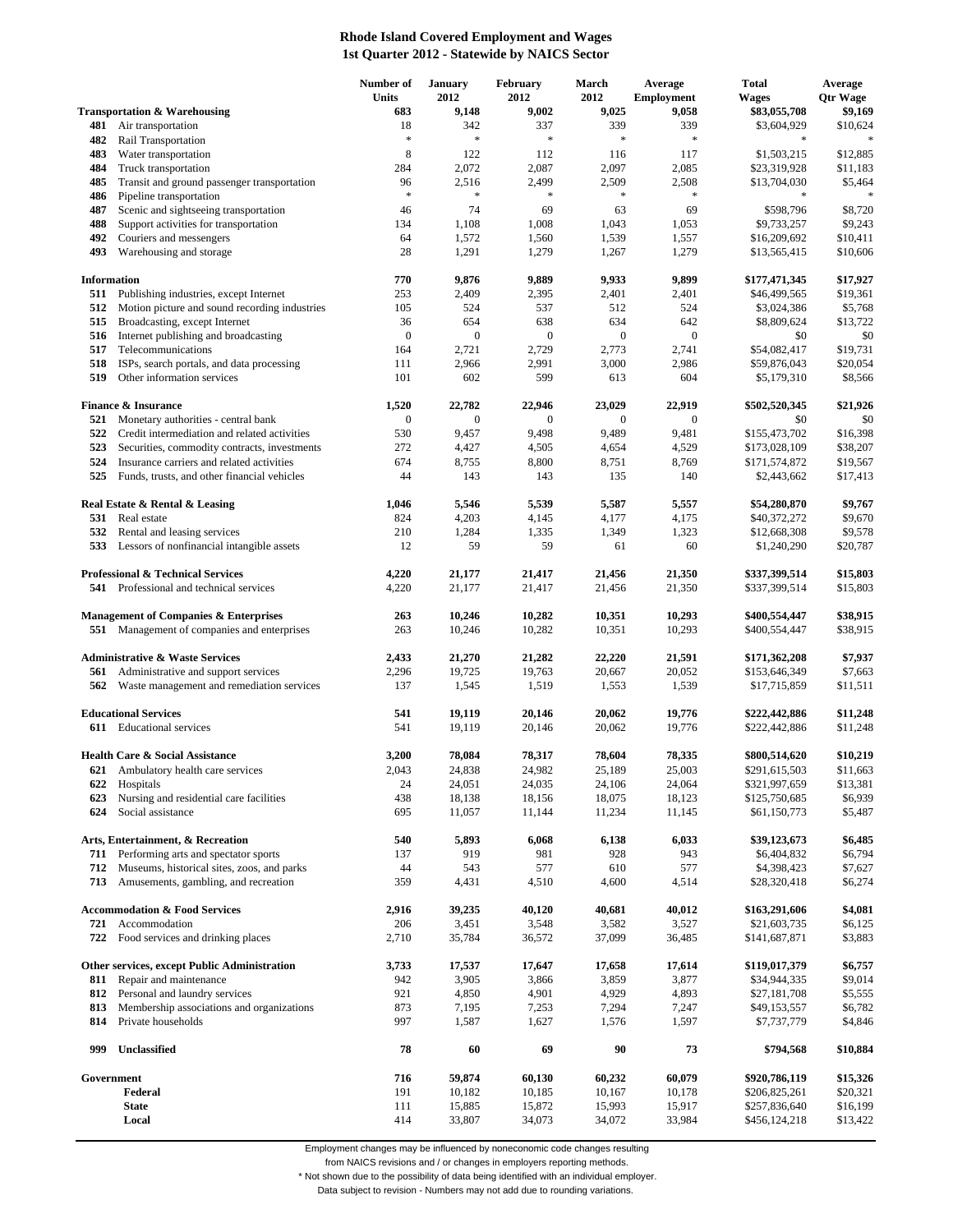# Rhode Island Covered Employment and Wages
## 1st Quarter 2012 - Statewide by NAICS Sector

| | | Number of Units | January 2012 | February 2012 | March 2012 | Average Employment | Total Wages | Average Qtr Wage |
|---|---|---|---|---|---|---|---|---|
| **Transportation & Warehousing** | | **683** | **9,148** | **9,002** | **9,025** | **9,058** | **$83,055,708** | **$9,169** |
| **481** | Air transportation | 18 | 342 | 337 | 339 | 339 | $3,604,929 | $10,624 |
| **482** | Rail Transportation | * | * | * | * | * | * | * |
| **483** | Water transportation | 8 | 122 | 112 | 116 | 117 | $1,503,215 | $12,885 |
| **484** | Truck transportation | 284 | 2,072 | 2,087 | 2,097 | 2,085 | $23,319,928 | $11,183 |
| **485** | Transit and ground passenger transportation | 96 | 2,516 | 2,499 | 2,509 | 2,508 | $13,704,030 | $5,464 |
| **486** | Pipeline transportation | * | * | * | * | * | * | * |
| **487** | Scenic and sightseeing transportation | 46 | 74 | 69 | 63 | 69 | $598,796 | $8,720 |
| **488** | Support activities for transportation | 134 | 1,108 | 1,008 | 1,043 | 1,053 | $9,733,257 | $9,243 |
| **492** | Couriers and messengers | 64 | 1,572 | 1,560 | 1,539 | 1,557 | $16,209,692 | $10,411 |
| **493** | Warehousing and storage | 28 | 1,291 | 1,279 | 1,267 | 1,279 | $13,565,415 | $10,606 |
| **Information** | | **770** | **9,876** | **9,889** | **9,933** | **9,899** | **$177,471,345** | **$17,927** |
| **511** | Publishing industries, except Internet | 253 | 2,409 | 2,395 | 2,401 | 2,401 | $46,499,565 | $19,361 |
| **512** | Motion picture and sound recording industries | 105 | 524 | 537 | 512 | 524 | $3,024,386 | $5,768 |
| **515** | Broadcasting, except Internet | 36 | 654 | 638 | 634 | 642 | $8,809,624 | $13,722 |
| **516** | Internet publishing and broadcasting | 0 | 0 | 0 | 0 | 0 | $0 | $0 |
| **517** | Telecommunications | 164 | 2,721 | 2,729 | 2,773 | 2,741 | $54,082,417 | $19,731 |
| **518** | ISPs, search portals, and data processing | 111 | 2,966 | 2,991 | 3,000 | 2,986 | $59,876,043 | $20,054 |
| **519** | Other information services | 101 | 602 | 599 | 613 | 604 | $5,179,310 | $8,566 |
| **Finance & Insurance** | | **1,520** | **22,782** | **22,946** | **23,029** | **22,919** | **$502,520,345** | **$21,926** |
| **521** | Monetary authorities - central bank | 0 | 0 | 0 | 0 | 0 | $0 | $0 |
| **522** | Credit intermediation and related activities | 530 | 9,457 | 9,498 | 9,489 | 9,481 | $155,473,702 | $16,398 |
| **523** | Securities, commodity contracts, investments | 272 | 4,427 | 4,505 | 4,654 | 4,529 | $173,028,109 | $38,207 |
| **524** | Insurance carriers and related activities | 674 | 8,755 | 8,800 | 8,751 | 8,769 | $171,574,872 | $19,567 |
| **525** | Funds, trusts, and other financial vehicles | 44 | 143 | 143 | 135 | 140 | $2,443,662 | $17,413 |
| **Real Estate & Rental & Leasing** | | **1,046** | **5,546** | **5,539** | **5,587** | **5,557** | **$54,280,870** | **$9,767** |
| **531** | Real estate | 824 | 4,203 | 4,145 | 4,177 | 4,175 | $40,372,272 | $9,670 |
| **532** | Rental and leasing services | 210 | 1,284 | 1,335 | 1,349 | 1,323 | $12,668,308 | $9,578 |
| **533** | Lessors of nonfinancial intangible assets | 12 | 59 | 59 | 61 | 60 | $1,240,290 | $20,787 |
| **Professional & Technical Services** | | **4,220** | **21,177** | **21,417** | **21,456** | **21,350** | **$337,399,514** | **$15,803** |
| **541** | Professional and technical services | 4,220 | 21,177 | 21,417 | 21,456 | 21,350 | $337,399,514 | $15,803 |
| **Management of Companies & Enterprises** | | **263** | **10,246** | **10,282** | **10,351** | **10,293** | **$400,554,447** | **$38,915** |
| **551** | Management of companies and enterprises | 263 | 10,246 | 10,282 | 10,351 | 10,293 | $400,554,447 | $38,915 |
| **Administrative & Waste Services** | | **2,433** | **21,270** | **21,282** | **22,220** | **21,591** | **$171,362,208** | **$7,937** |
| **561** | Administrative and support services | 2,296 | 19,725 | 19,763 | 20,667 | 20,052 | $153,646,349 | $7,663 |
| **562** | Waste management and remediation services | 137 | 1,545 | 1,519 | 1,553 | 1,539 | $17,715,859 | $11,511 |
| **Educational Services** | | **541** | **19,119** | **20,146** | **20,062** | **19,776** | **$222,442,886** | **$11,248** |
| **611** | Educational services | 541 | 19,119 | 20,146 | 20,062 | 19,776 | $222,442,886 | $11,248 |
| **Health Care & Social Assistance** | | **3,200** | **78,084** | **78,317** | **78,604** | **78,335** | **$800,514,620** | **$10,219** |
| **621** | Ambulatory health care services | 2,043 | 24,838 | 24,982 | 25,189 | 25,003 | $291,615,503 | $11,663 |
| **622** | Hospitals | 24 | 24,051 | 24,035 | 24,106 | 24,064 | $321,997,659 | $13,381 |
| **623** | Nursing and residential care facilities | 438 | 18,138 | 18,156 | 18,075 | 18,123 | $125,750,685 | $6,939 |
| **624** | Social assistance | 695 | 11,057 | 11,144 | 11,234 | 11,145 | $61,150,773 | $5,487 |
| **Arts, Entertainment, & Recreation** | | **540** | **5,893** | **6,068** | **6,138** | **6,033** | **$39,123,673** | **$6,485** |
| **711** | Performing arts and spectator sports | 137 | 919 | 981 | 928 | 943 | $6,404,832 | $6,794 |
| **712** | Museums, historical sites, zoos, and parks | 44 | 543 | 577 | 610 | 577 | $4,398,423 | $7,627 |
| **713** | Amusements, gambling, and recreation | 359 | 4,431 | 4,510 | 4,600 | 4,514 | $28,320,418 | $6,274 |
| **Accommodation & Food Services** | | **2,916** | **39,235** | **40,120** | **40,681** | **40,012** | **$163,291,606** | **$4,081** |
| **721** | Accommodation | 206 | 3,451 | 3,548 | 3,582 | 3,527 | $21,603,735 | $6,125 |
| **722** | Food services and drinking places | 2,710 | 35,784 | 36,572 | 37,099 | 36,485 | $141,687,871 | $3,883 |
| **Other services, except Public Administration** | | **3,733** | **17,537** | **17,647** | **17,658** | **17,614** | **$119,017,379** | **$6,757** |
| **811** | Repair and maintenance | 942 | 3,905 | 3,866 | 3,859 | 3,877 | $34,944,335 | $9,014 |
| **812** | Personal and laundry services | 921 | 4,850 | 4,901 | 4,929 | 4,893 | $27,181,708 | $5,555 |
| **813** | Membership associations and organizations | 873 | 7,195 | 7,253 | 7,294 | 7,247 | $49,153,557 | $6,782 |
| **814** | Private households | 997 | 1,587 | 1,627 | 1,576 | 1,597 | $7,737,779 | $4,846 |
| **999** | **Unclassified** | **78** | **60** | **69** | **90** | **73** | **$794,568** | **$10,884** |
| **Government** | | **716** | **59,874** | **60,130** | **60,232** | **60,079** | **$920,786,119** | **$15,326** |
| | **Federal** | 191 | 10,182 | 10,185 | 10,167 | 10,178 | $206,825,261 | $20,321 |
| | **State** | 111 | 15,885 | 15,872 | 15,993 | 15,917 | $257,836,640 | $16,199 |
| | **Local** | 414 | 33,807 | 34,073 | 34,072 | 33,984 | $456,124,218 | $13,422 |

Employment changes may be influenced by noneconomic code changes resulting from NAICS revisions and / or changes in employers reporting methods.

* Not shown due to the possibility of data being identified with an individual employer.

Data subject to revision - Numbers may not add due to rounding variations.